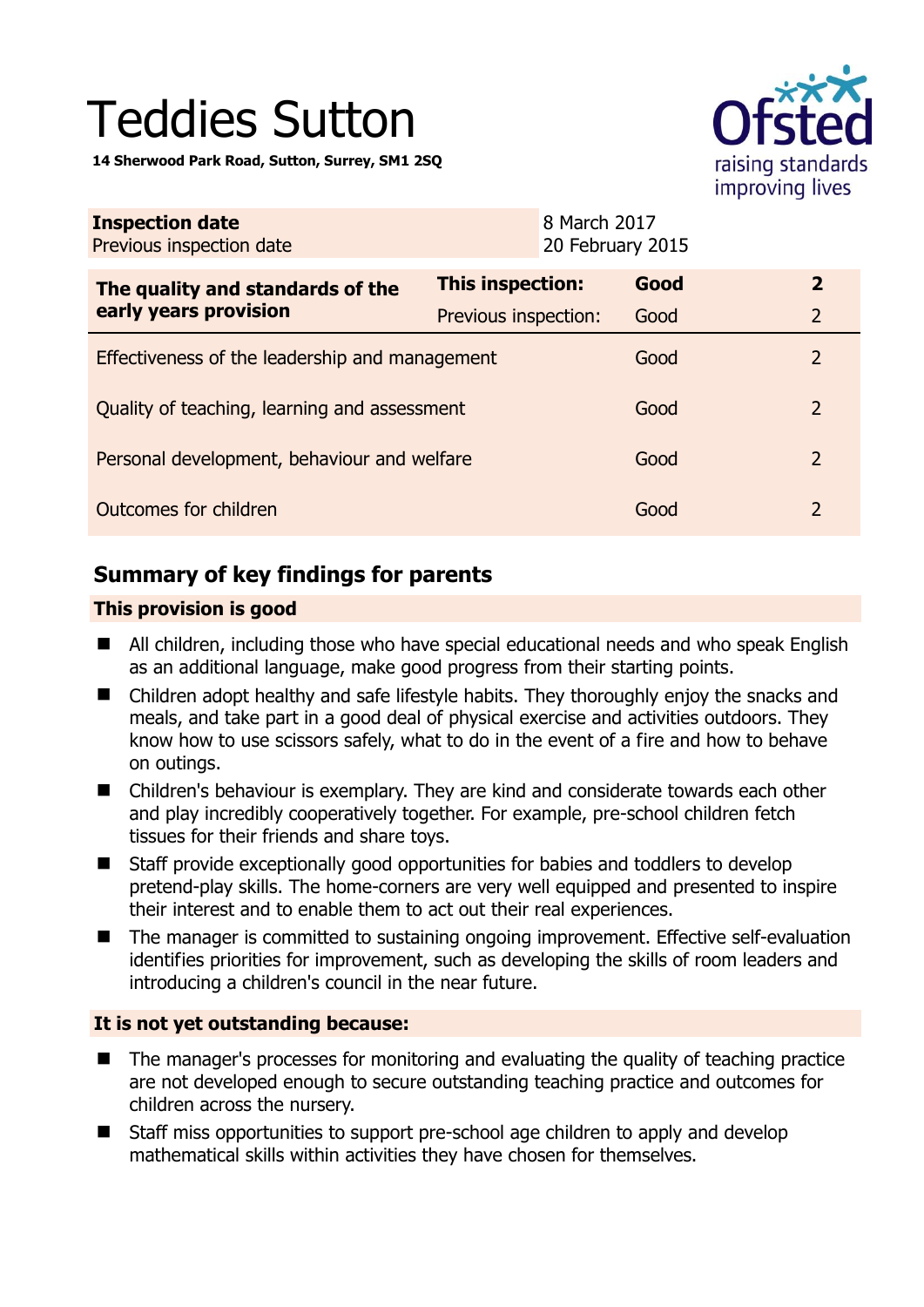# Teddies Sutton

**14 Sherwood Park Road, Sutton, Surrey, SM1 2SQ**

Ofsted
raising standards
improving lives

| **Inspection date** | 8 March 2017 |
|---|---|
| Previous inspection date | 20 February 2015 |

| **The quality and standards of the early years provision** | **This inspection:** | **Good** | **2** |
|---|---|---|---|
| | Previous inspection: | Good | 2 |
| Effectiveness of the leadership and management | | Good | 2 |
| Quality of teaching, learning and assessment | | Good | 2 |
| Personal development, behaviour and welfare | | Good | 2 |
| Outcomes for children | | Good | 2 |

## Summary of key findings for parents

**This provision is good**

- All children, including those who have special educational needs and who speak English as an additional language, make good progress from their starting points.
- Children adopt healthy and safe lifestyle habits. They thoroughly enjoy the snacks and meals, and take part in a good deal of physical exercise and activities outdoors. They know how to use scissors safely, what to do in the event of a fire and how to behave on outings.
- Children's behaviour is exemplary. They are kind and considerate towards each other and play incredibly cooperatively together. For example, pre-school children fetch tissues for their friends and share toys.
- Staff provide exceptionally good opportunities for babies and toddlers to develop pretend-play skills. The home-corners are very well equipped and presented to inspire their interest and to enable them to act out their real experiences.
- The manager is committed to sustaining ongoing improvement. Effective self-evaluation identifies priorities for improvement, such as developing the skills of room leaders and introducing a children's council in the near future.

**It is not yet outstanding because:**

- The manager's processes for monitoring and evaluating the quality of teaching practice are not developed enough to secure outstanding teaching practice and outcomes for children across the nursery.
- Staff miss opportunities to support pre-school age children to apply and develop mathematical skills within activities they have chosen for themselves.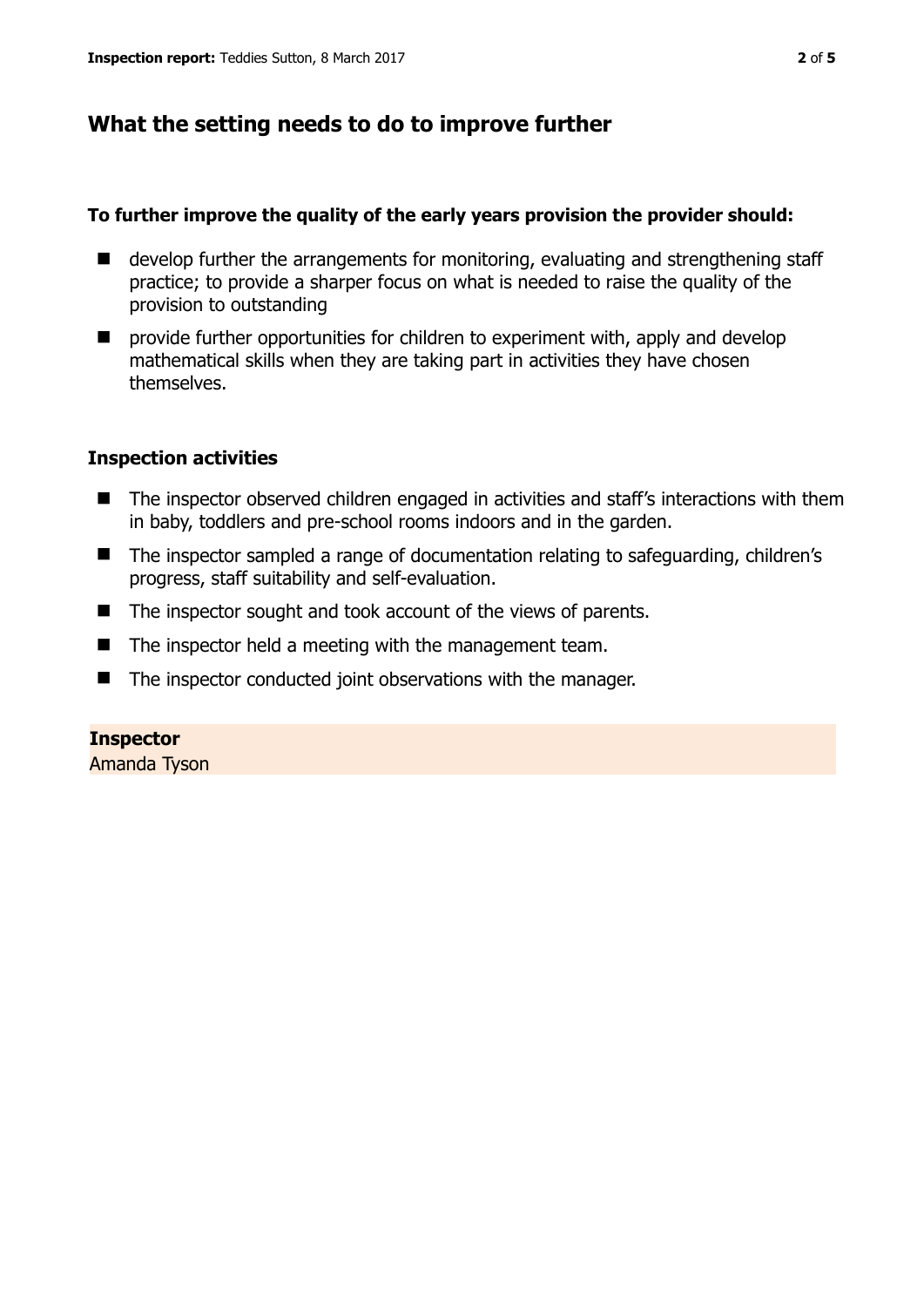## What the setting needs to do to improve further

**To further improve the quality of the early years provision the provider should:**

- develop further the arrangements for monitoring, evaluating and strengthening staff practice; to provide a sharper focus on what is needed to raise the quality of the provision to outstanding
- provide further opportunities for children to experiment with, apply and develop mathematical skills when they are taking part in activities they have chosen themselves.

### Inspection activities

- The inspector observed children engaged in activities and staff's interactions with them in baby, toddlers and pre-school rooms indoors and in the garden.
- The inspector sampled a range of documentation relating to safeguarding, children's progress, staff suitability and self-evaluation.
- The inspector sought and took account of the views of parents.
- The inspector held a meeting with the management team.
- The inspector conducted joint observations with the manager.

**Inspector**
Amanda Tyson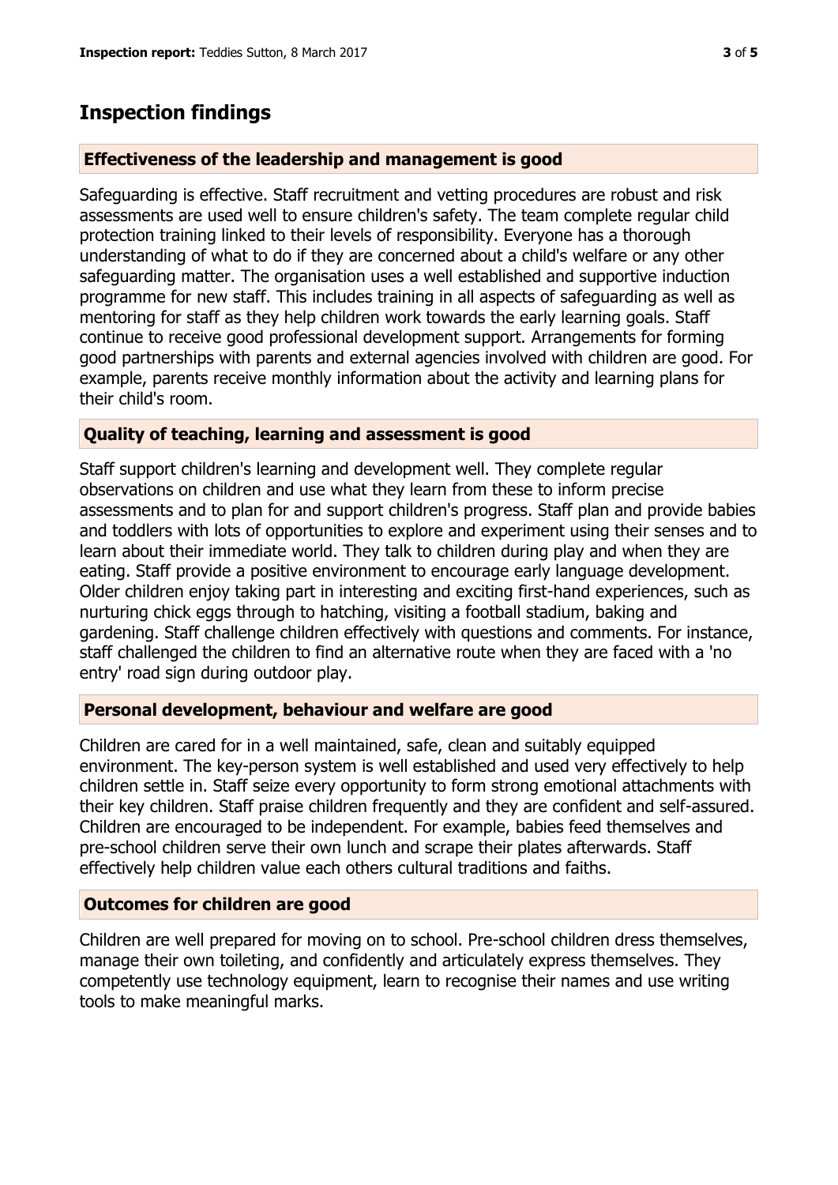## Inspection findings

### Effectiveness of the leadership and management is good

Safeguarding is effective. Staff recruitment and vetting procedures are robust and risk assessments are used well to ensure children's safety. The team complete regular child protection training linked to their levels of responsibility. Everyone has a thorough understanding of what to do if they are concerned about a child's welfare or any other safeguarding matter. The organisation uses a well established and supportive induction programme for new staff. This includes training in all aspects of safeguarding as well as mentoring for staff as they help children work towards the early learning goals. Staff continue to receive good professional development support. Arrangements for forming good partnerships with parents and external agencies involved with children are good. For example, parents receive monthly information about the activity and learning plans for their child's room.

### Quality of teaching, learning and assessment is good

Staff support children's learning and development well. They complete regular observations on children and use what they learn from these to inform precise assessments and to plan for and support children's progress. Staff plan and provide babies and toddlers with lots of opportunities to explore and experiment using their senses and to learn about their immediate world. They talk to children during play and when they are eating. Staff provide a positive environment to encourage early language development. Older children enjoy taking part in interesting and exciting first-hand experiences, such as nurturing chick eggs through to hatching, visiting a football stadium, baking and gardening. Staff challenge children effectively with questions and comments. For instance, staff challenged the children to find an alternative route when they are faced with a 'no entry' road sign during outdoor play.

### Personal development, behaviour and welfare are good

Children are cared for in a well maintained, safe, clean and suitably equipped environment. The key-person system is well established and used very effectively to help children settle in. Staff seize every opportunity to form strong emotional attachments with their key children. Staff praise children frequently and they are confident and self-assured. Children are encouraged to be independent. For example, babies feed themselves and pre-school children serve their own lunch and scrape their plates afterwards. Staff effectively help children value each others cultural traditions and faiths.

### Outcomes for children are good

Children are well prepared for moving on to school. Pre-school children dress themselves, manage their own toileting, and confidently and articulately express themselves. They competently use technology equipment, learn to recognise their names and use writing tools to make meaningful marks.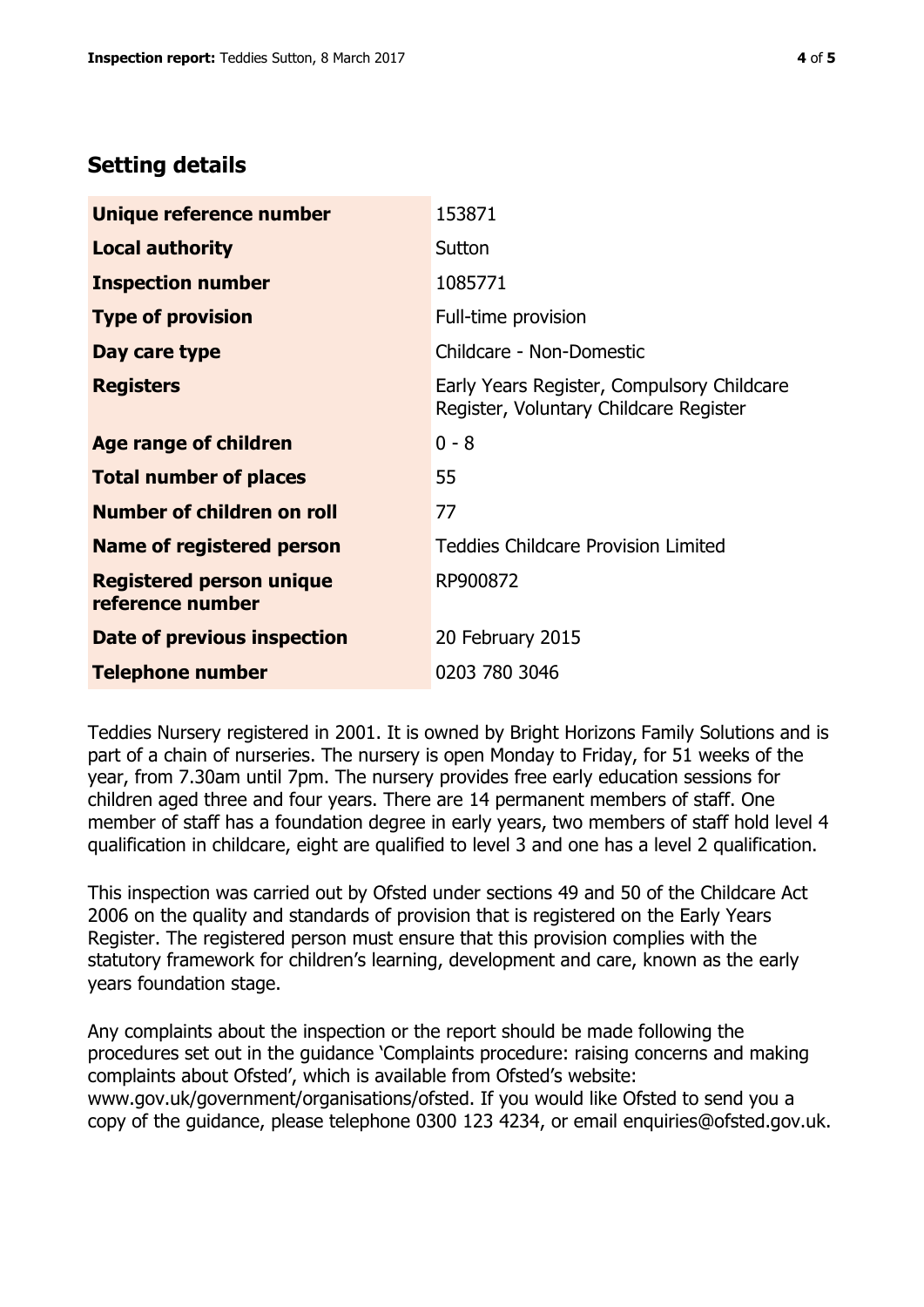## Setting details

| | |
|---|---|
| **Unique reference number** | 153871 |
| **Local authority** | Sutton |
| **Inspection number** | 1085771 |
| **Type of provision** | Full-time provision |
| **Day care type** | Childcare - Non-Domestic |
| **Registers** | Early Years Register, Compulsory Childcare Register, Voluntary Childcare Register |
| **Age range of children** | 0 - 8 |
| **Total number of places** | 55 |
| **Number of children on roll** | 77 |
| **Name of registered person** | Teddies Childcare Provision Limited |
| **Registered person unique reference number** | RP900872 |
| **Date of previous inspection** | 20 February 2015 |
| **Telephone number** | 0203 780 3046 |

Teddies Nursery registered in 2001. It is owned by Bright Horizons Family Solutions and is part of a chain of nurseries. The nursery is open Monday to Friday, for 51 weeks of the year, from 7.30am until 7pm. The nursery provides free early education sessions for children aged three and four years. There are 14 permanent members of staff. One member of staff has a foundation degree in early years, two members of staff hold level 4 qualification in childcare, eight are qualified to level 3 and one has a level 2 qualification.

This inspection was carried out by Ofsted under sections 49 and 50 of the Childcare Act 2006 on the quality and standards of provision that is registered on the Early Years Register. The registered person must ensure that this provision complies with the statutory framework for children's learning, development and care, known as the early years foundation stage.

Any complaints about the inspection or the report should be made following the procedures set out in the guidance 'Complaints procedure: raising concerns and making complaints about Ofsted', which is available from Ofsted's website: www.gov.uk/government/organisations/ofsted. If you would like Ofsted to send you a copy of the guidance, please telephone 0300 123 4234, or email enquiries@ofsted.gov.uk.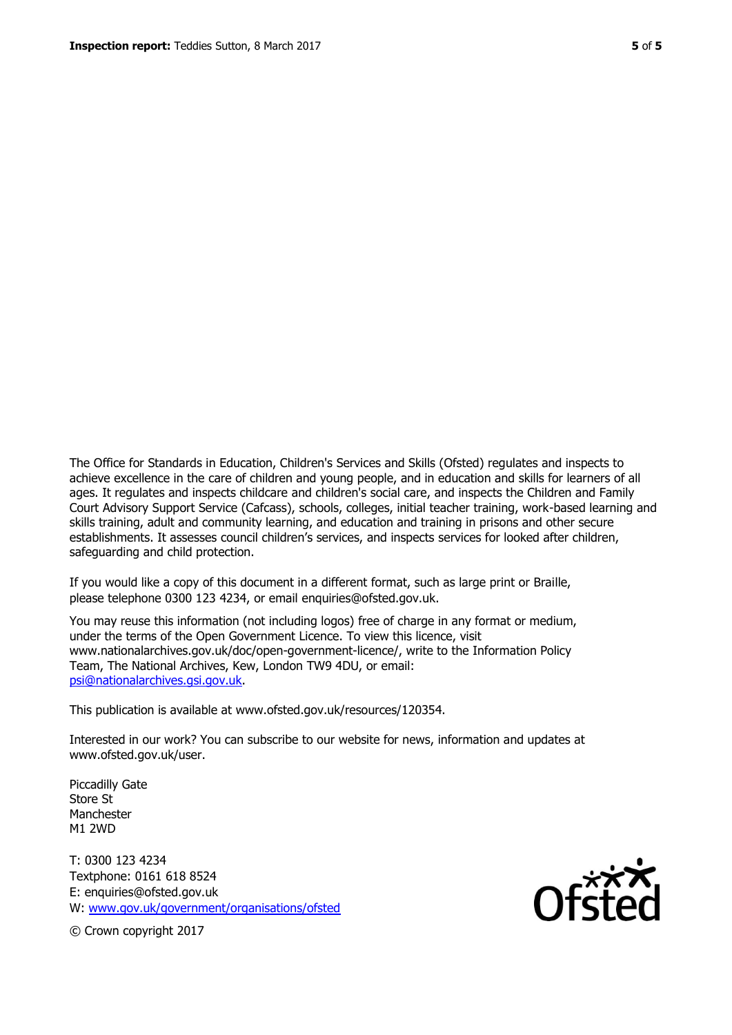The Office for Standards in Education, Children's Services and Skills (Ofsted) regulates and inspects to achieve excellence in the care of children and young people, and in education and skills for learners of all ages. It regulates and inspects childcare and children's social care, and inspects the Children and Family Court Advisory Support Service (Cafcass), schools, colleges, initial teacher training, work-based learning and skills training, adult and community learning, and education and training in prisons and other secure establishments. It assesses council children's services, and inspects services for looked after children, safeguarding and child protection.

If you would like a copy of this document in a different format, such as large print or Braille, please telephone 0300 123 4234, or email enquiries@ofsted.gov.uk.

You may reuse this information (not including logos) free of charge in any format or medium, under the terms of the Open Government Licence. To view this licence, visit www.nationalarchives.gov.uk/doc/open-government-licence/, write to the Information Policy Team, The National Archives, Kew, London TW9 4DU, or email: psi@nationalarchives.gsi.gov.uk.

This publication is available at www.ofsted.gov.uk/resources/120354.

Interested in our work? You can subscribe to our website for news, information and updates at www.ofsted.gov.uk/user.

Piccadilly Gate
Store St
Manchester
M1 2WD

T: 0300 123 4234
Textphone: 0161 618 8524
E: enquiries@ofsted.gov.uk
W: www.gov.uk/government/organisations/ofsted

© Crown copyright 2017